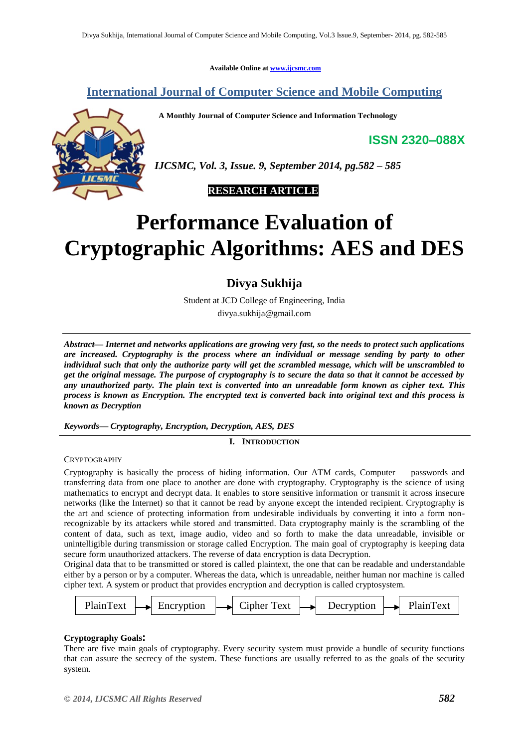Available Online at www.ijcsmc.com

# International Journal of Computer Science and Mobile Computing

**A Monthly Journal of Computer Science and Information Technology**

**ISSN 2320–088X**

***IJCSMC, Vol. 3, Issue. 9, September 2014, pg.582 – 585***

**RESEARCH ARTICLE**

# Performance Evaluation of Cryptographic Algorithms: AES and DES

## Divya Sukhija

Student at JCD College of Engineering, India
divya.sukhija@gmail.com

***Abstract— Internet and networks applications are growing very fast, so the needs to protect such applications are increased. Cryptography is the process where an individual or message sending by party to other individual such that only the authorize party will get the scrambled message, which will be unscrambled to get the original message. The purpose of cryptography is to secure the data so that it cannot be accessed by any unauthorized party. The plain text is converted into an unreadable form known as cipher text. This process is known as Encryption. The encrypted text is converted back into original text and this process is known as Decryption***

***Keywords— Cryptography, Encryption, Decryption, AES, DES***

## I. Introduction

### Cryptography

Cryptography is basically the process of hiding information. Our ATM cards, Computer passwords and transferring data from one place to another are done with cryptography. Cryptography is the science of using mathematics to encrypt and decrypt data. It enables to store sensitive information or transmit it across insecure networks (like the Internet) so that it cannot be read by anyone except the intended recipient. Cryptography is the art and science of protecting information from undesirable individuals by converting it into a form non-recognizable by its attackers while stored and transmitted. Data cryptography mainly is the scrambling of the content of data, such as text, image audio, video and so forth to make the data unreadable, invisible or unintelligible during transmission or storage called Encryption. The main goal of cryptography is keeping data secure form unauthorized attackers. The reverse of data encryption is data Decryption.
Original data that to be transmitted or stored is called plaintext, the one that can be readable and understandable either by a person or by a computer. Whereas the data, which is unreadable, neither human nor machine is called cipher text. A system or product that provides encryption and decryption is called cryptosystem.

PlainText → Encryption → Cipher Text → Decryption → PlainText

**Cryptography Goals:**

There are five main goals of cryptography. Every security system must provide a bundle of security functions that can assure the secrecy of the system. These functions are usually referred to as the goals of the security system.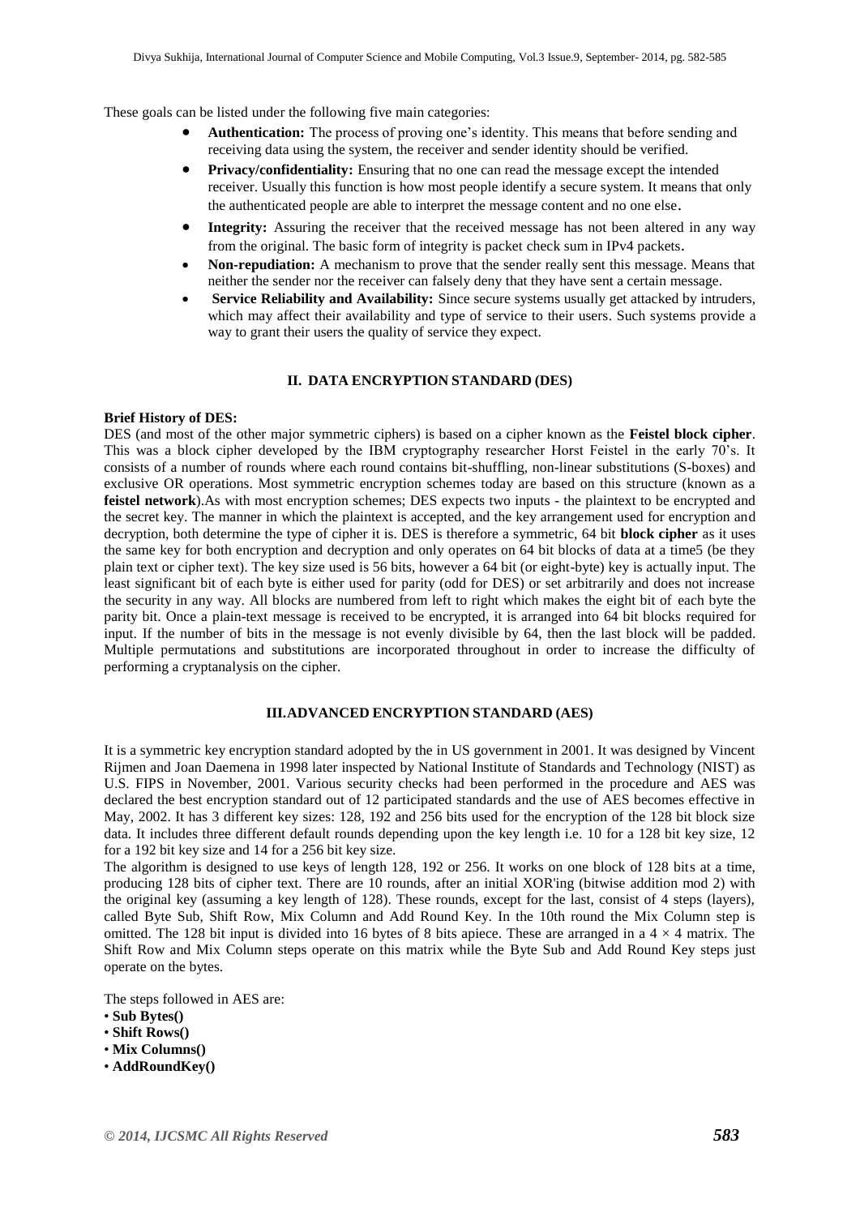These goals can be listed under the following five main categories:

- **Authentication:** The process of proving one's identity. This means that before sending and receiving data using the system, the receiver and sender identity should be verified.
- **Privacy/confidentiality:** Ensuring that no one can read the message except the intended receiver. Usually this function is how most people identify a secure system. It means that only the authenticated people are able to interpret the message content and no one else.
- **Integrity:** Assuring the receiver that the received message has not been altered in any way from the original. The basic form of integrity is packet check sum in IPv4 packets.
- **Non-repudiation:** A mechanism to prove that the sender really sent this message. Means that neither the sender nor the receiver can falsely deny that they have sent a certain message.
- **Service Reliability and Availability:** Since secure systems usually get attacked by intruders, which may affect their availability and type of service to their users. Such systems provide a way to grant their users the quality of service they expect.

## II. DATA ENCRYPTION STANDARD (DES)

**Brief History of DES:**

DES (and most of the other major symmetric ciphers) is based on a cipher known as the **Feistel block cipher**. This was a block cipher developed by the IBM cryptography researcher Horst Feistel in the early 70's. It consists of a number of rounds where each round contains bit-shuffling, non-linear substitutions (S-boxes) and exclusive OR operations. Most symmetric encryption schemes today are based on this structure (known as a **feistel network**).As with most encryption schemes; DES expects two inputs - the plaintext to be encrypted and the secret key. The manner in which the plaintext is accepted, and the key arrangement used for encryption and decryption, both determine the type of cipher it is. DES is therefore a symmetric, 64 bit **block cipher** as it uses the same key for both encryption and decryption and only operates on 64 bit blocks of data at a time5 (be they plain text or cipher text). The key size used is 56 bits, however a 64 bit (or eight-byte) key is actually input. The least significant bit of each byte is either used for parity (odd for DES) or set arbitrarily and does not increase the security in any way. All blocks are numbered from left to right which makes the eight bit of each byte the parity bit. Once a plain-text message is received to be encrypted, it is arranged into 64 bit blocks required for input. If the number of bits in the message is not evenly divisible by 64, then the last block will be padded. Multiple permutations and substitutions are incorporated throughout in order to increase the difficulty of performing a cryptanalysis on the cipher.

## III.ADVANCED ENCRYPTION STANDARD (AES)

It is a symmetric key encryption standard adopted by the in US government in 2001. It was designed by Vincent Rijmen and Joan Daemena in 1998 later inspected by National Institute of Standards and Technology (NIST) as U.S. FIPS in November, 2001. Various security checks had been performed in the procedure and AES was declared the best encryption standard out of 12 participated standards and the use of AES becomes effective in May, 2002. It has 3 different key sizes: 128, 192 and 256 bits used for the encryption of the 128 bit block size data. It includes three different default rounds depending upon the key length i.e. 10 for a 128 bit key size, 12 for a 192 bit key size and 14 for a 256 bit key size.

The algorithm is designed to use keys of length 128, 192 or 256. It works on one block of 128 bits at a time, producing 128 bits of cipher text. There are 10 rounds, after an initial XOR'ing (bitwise addition mod 2) with the original key (assuming a key length of 128). These rounds, except for the last, consist of 4 steps (layers), called Byte Sub, Shift Row, Mix Column and Add Round Key. In the 10th round the Mix Column step is omitted. The 128 bit input is divided into 16 bytes of 8 bits apiece. These are arranged in a $4 \times 4$ matrix. The Shift Row and Mix Column steps operate on this matrix while the Byte Sub and Add Round Key steps just operate on the bytes.

The steps followed in AES are:

- **Sub Bytes()**
- **Shift Rows()**
- **Mix Columns()**
- **AddRoundKey()**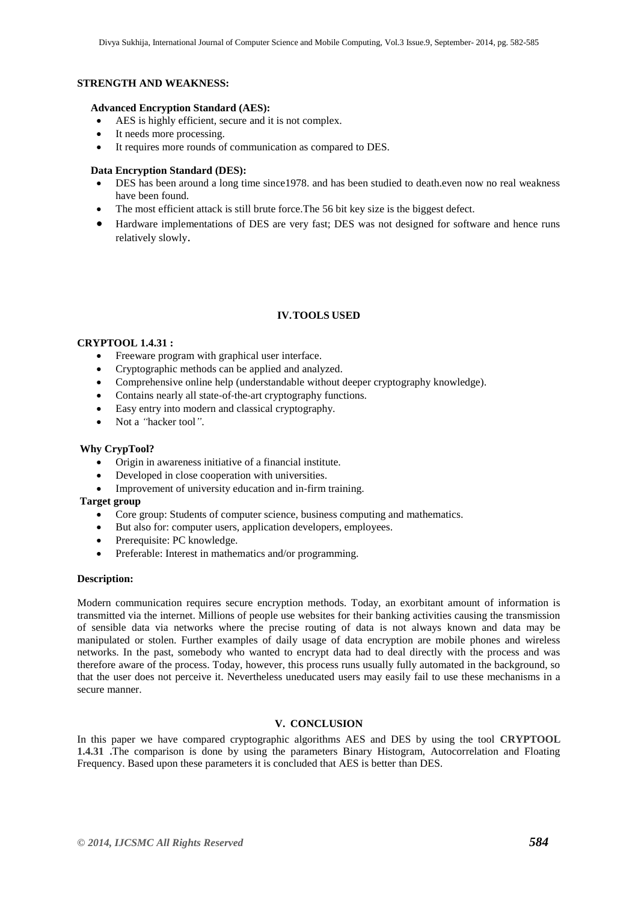**STRENGTH AND WEAKNESS:**

**Advanced Encryption Standard (AES):**

- AES is highly efficient, secure and it is not complex.
- It needs more processing.
- It requires more rounds of communication as compared to DES.

**Data Encryption Standard (DES):**

- DES has been around a long time since1978. and has been studied to death.even now no real weakness have been found.
- The most efficient attack is still brute force.The 56 bit key size is the biggest defect.
- Hardware implementations of DES are very fast; DES was not designed for software and hence runs relatively slowly.

## IV. TOOLS USED

**CRYPTOOL 1.4.31 :**

- Freeware program with graphical user interface.
- Cryptographic methods can be applied and analyzed.
- Comprehensive online help (understandable without deeper cryptography knowledge).
- Contains nearly all state-of-the-art cryptography functions.
- Easy entry into modern and classical cryptography.
- Not a *"*hacker tool*"*.

**Why CrypTool?**

- Origin in awareness initiative of a financial institute.
- Developed in close cooperation with universities.
- Improvement of university education and in-firm training.

**Target group**

- Core group: Students of computer science, business computing and mathematics.
- But also for: computer users, application developers, employees.
- Prerequisite: PC knowledge.
- Preferable: Interest in mathematics and/or programming.

**Description:**

Modern communication requires secure encryption methods. Today, an exorbitant amount of information is transmitted via the internet. Millions of people use websites for their banking activities causing the transmission of sensible data via networks where the precise routing of data is not always known and data may be manipulated or stolen. Further examples of daily usage of data encryption are mobile phones and wireless networks. In the past, somebody who wanted to encrypt data had to deal directly with the process and was therefore aware of the process. Today, however, this process runs usually fully automated in the background, so that the user does not perceive it. Nevertheless uneducated users may easily fail to use these mechanisms in a secure manner.

## V. CONCLUSION

In this paper we have compared cryptographic algorithms AES and DES by using the tool **CRYPTOOL 1.4.31 .**The comparison is done by using the parameters Binary Histogram, Autocorrelation and Floating Frequency. Based upon these parameters it is concluded that AES is better than DES.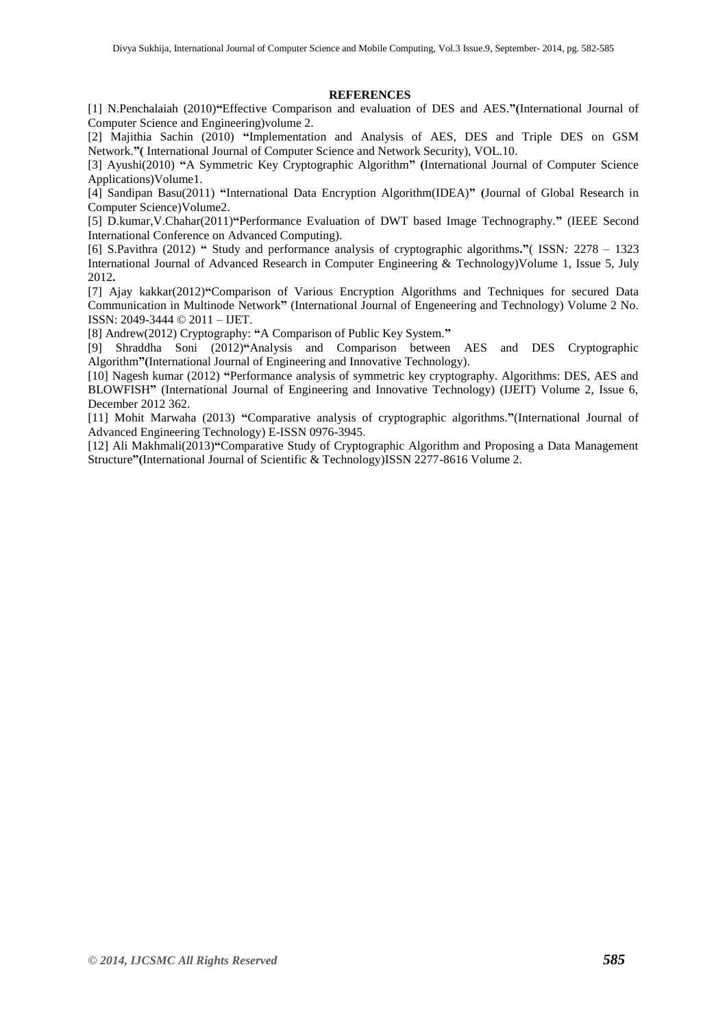## REFERENCES

[1] N.Penchalaiah (2010)**"**Effective Comparison and evaluation of DES and AES.**"(**International Journal of Computer Science and Engineering)volume 2.

[2] Majithia Sachin (2010) **"**Implementation and Analysis of AES, DES and Triple DES on GSM Network.**"(** International Journal of Computer Science and Network Security), VOL.10.

[3] Ayushi(2010) **"**A Symmetric Key Cryptographic Algorithm**" (**International Journal of Computer Science Applications)Volume1.

[4] Sandipan Basu(2011) **"**International Data Encryption Algorithm(IDEA)**" (**Journal of Global Research in Computer Science)Volume2.

[5] D.kumar,V.Chahar(2011)**"**Performance Evaluation of DWT based Image Technography.**"** (IEEE Second International Conference on Advanced Computing).

[6] S.Pavithra (2012) **"** Study and performance analysis of cryptographic algorithms**."**( ISSN: 2278 – 1323 International Journal of Advanced Research in Computer Engineering & Technology)Volume 1, Issue 5, July 2012**.**

[7] Ajay kakkar(2012)**"**Comparison of Various Encryption Algorithms and Techniques for secured Data Communication in Multinode Network**"** (International Journal of Engeneering and Technology) Volume 2 No. ISSN: 2049-3444 © 2011 – IJET.

[8] Andrew(2012) Cryptography: **"**A Comparison of Public Key System.**"**

[9] Shraddha Soni (2012)**"**Analysis and Comparison between AES and DES Cryptographic Algorithm**"(**International Journal of Engineering and Innovative Technology).

[10] Nagesh kumar (2012) **"**Performance analysis of symmetric key cryptography. Algorithms: DES, AES and BLOWFISH**"** (International Journal of Engineering and Innovative Technology) (IJEIT) Volume 2, Issue 6, December 2012 362.

[11] Mohit Marwaha (2013) **"**Comparative analysis of cryptographic algorithms.**"**(International Journal of Advanced Engineering Technology) E-ISSN 0976-3945.

[12] Ali Makhmali(2013)**"**Comparative Study of Cryptographic Algorithm and Proposing a Data Management Structure**"(**International Journal of Scientific & Technology)ISSN 2277-8616 Volume 2.